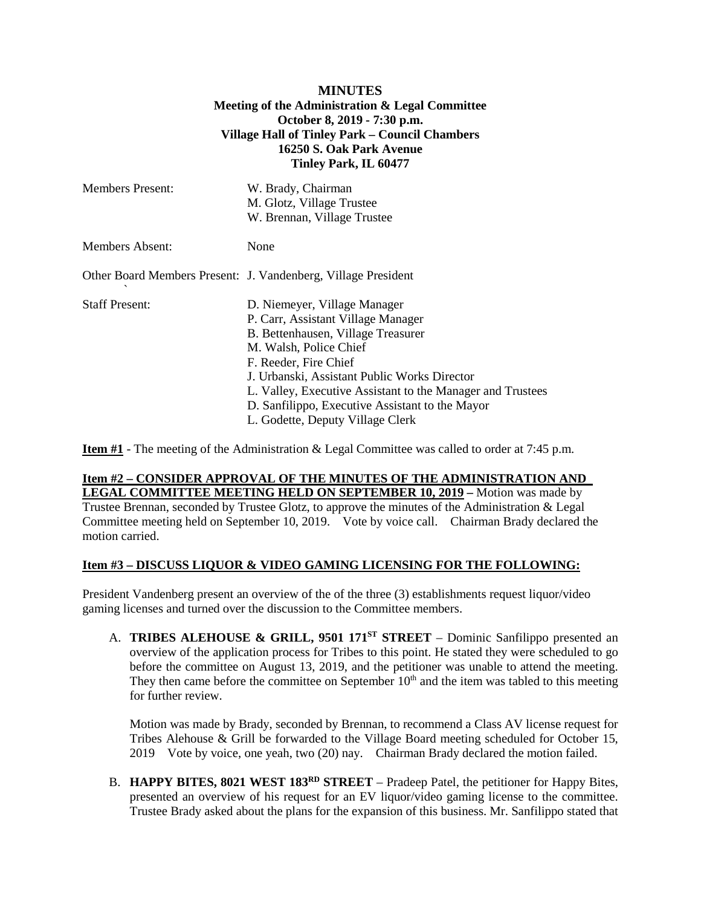**MINUTES**
**Meeting of the Administration & Legal Committee**
**October 8, 2019 - 7:30 p.m.**
**Village Hall of Tinley Park – Council Chambers**
**16250 S. Oak Park Avenue**
**Tinley Park, IL 60477**

| | |
|---|---|
| Members Present: | W. Brady, Chairman<br>M. Glotz, Village Trustee<br>W. Brennan, Village Trustee |
| Members Absent: | None |
| Other Board Members Present: | J. Vandenberg, Village President |
| Staff Present: | D. Niemeyer, Village Manager<br>P. Carr, Assistant Village Manager<br>B. Bettenhausen, Village Treasurer<br>M. Walsh, Police Chief<br>F. Reeder, Fire Chief<br>J. Urbanski, Assistant Public Works Director<br>L. Valley, Executive Assistant to the Manager and Trustees<br>D. Sanfilippo, Executive Assistant to the Mayor<br>L. Godette, Deputy Village Clerk |

**Item #1** - The meeting of the Administration & Legal Committee was called to order at 7:45 p.m.

**Item #2 – CONSIDER APPROVAL OF THE MINUTES OF THE ADMINISTRATION AND LEGAL COMMITTEE MEETING HELD ON SEPTEMBER 10, 2019 –** Motion was made by Trustee Brennan, seconded by Trustee Glotz, to approve the minutes of the Administration & Legal Committee meeting held on September 10, 2019. Vote by voice call. Chairman Brady declared the motion carried.

**Item #3 – DISCUSS LIQUOR & VIDEO GAMING LICENSING FOR THE FOLLOWING:**

President Vandenberg present an overview of the of the three (3) establishments request liquor/video gaming licenses and turned over the discussion to the Committee members.

A. **TRIBES ALEHOUSE & GRILL, 9501 171ST STREET** – Dominic Sanfilippo presented an overview of the application process for Tribes to this point. He stated they were scheduled to go before the committee on August 13, 2019, and the petitioner was unable to attend the meeting. They then came before the committee on September 10th and the item was tabled to this meeting for further review.

   Motion was made by Brady, seconded by Brennan, to recommend a Class AV license request for Tribes Alehouse & Grill be forwarded to the Village Board meeting scheduled for October 15, 2019 Vote by voice, one yeah, two (20) nay. Chairman Brady declared the motion failed.

B. **HAPPY BITES, 8021 WEST 183RD STREET** – Pradeep Patel, the petitioner for Happy Bites, presented an overview of his request for an EV liquor/video gaming license to the committee. Trustee Brady asked about the plans for the expansion of this business. Mr. Sanfilippo stated that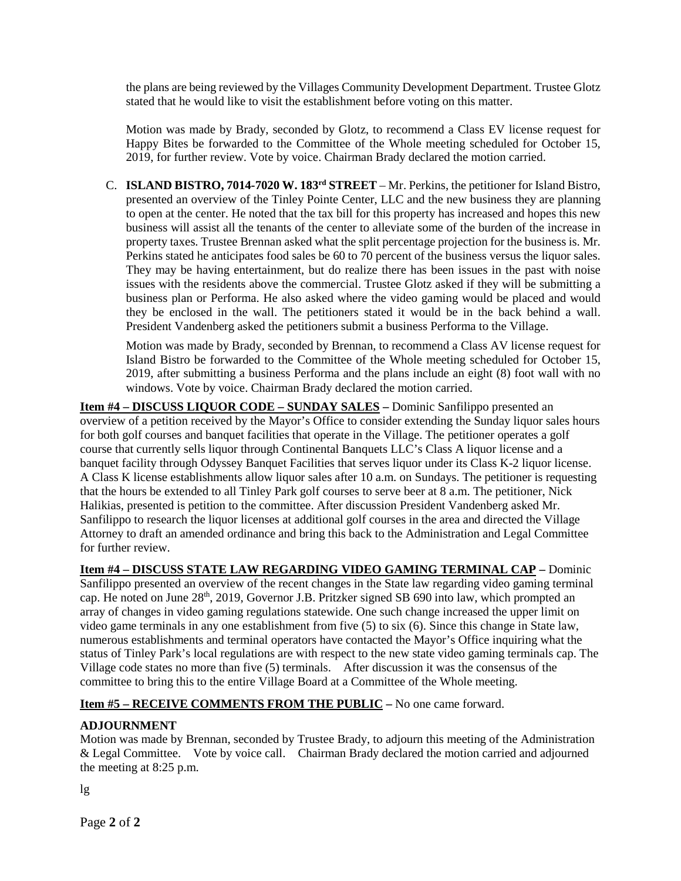the plans are being reviewed by the Villages Community Development Department. Trustee Glotz stated that he would like to visit the establishment before voting on this matter.

Motion was made by Brady, seconded by Glotz, to recommend a Class EV license request for Happy Bites be forwarded to the Committee of the Whole meeting scheduled for October 15, 2019, for further review. Vote by voice. Chairman Brady declared the motion carried.

C. **ISLAND BISTRO, 7014-7020 W. 183rd STREET** – Mr. Perkins, the petitioner for Island Bistro, presented an overview of the Tinley Pointe Center, LLC and the new business they are planning to open at the center. He noted that the tax bill for this property has increased and hopes this new business will assist all the tenants of the center to alleviate some of the burden of the increase in property taxes. Trustee Brennan asked what the split percentage projection for the business is. Mr. Perkins stated he anticipates food sales be 60 to 70 percent of the business versus the liquor sales. They may be having entertainment, but do realize there has been issues in the past with noise issues with the residents above the commercial. Trustee Glotz asked if they will be submitting a business plan or Performa. He also asked where the video gaming would be placed and would they be enclosed in the wall. The petitioners stated it would be in the back behind a wall. President Vandenberg asked the petitioners submit a business Performa to the Village.

Motion was made by Brady, seconded by Brennan, to recommend a Class AV license request for Island Bistro be forwarded to the Committee of the Whole meeting scheduled for October 15, 2019, after submitting a business Performa and the plans include an eight (8) foot wall with no windows. Vote by voice. Chairman Brady declared the motion carried.

**Item #4 – DISCUSS LIQUOR CODE – SUNDAY SALES –** Dominic Sanfilippo presented an overview of a petition received by the Mayor's Office to consider extending the Sunday liquor sales hours for both golf courses and banquet facilities that operate in the Village. The petitioner operates a golf course that currently sells liquor through Continental Banquets LLC's Class A liquor license and a banquet facility through Odyssey Banquet Facilities that serves liquor under its Class K-2 liquor license. A Class K license establishments allow liquor sales after 10 a.m. on Sundays. The petitioner is requesting that the hours be extended to all Tinley Park golf courses to serve beer at 8 a.m. The petitioner, Nick Halikias, presented is petition to the committee. After discussion President Vandenberg asked Mr. Sanfilippo to research the liquor licenses at additional golf courses in the area and directed the Village Attorney to draft an amended ordinance and bring this back to the Administration and Legal Committee for further review.

**Item #4 – DISCUSS STATE LAW REGARDING VIDEO GAMING TERMINAL CAP –** Dominic Sanfilippo presented an overview of the recent changes in the State law regarding video gaming terminal cap. He noted on June 28th, 2019, Governor J.B. Pritzker signed SB 690 into law, which prompted an array of changes in video gaming regulations statewide. One such change increased the upper limit on video game terminals in any one establishment from five (5) to six (6). Since this change in State law, numerous establishments and terminal operators have contacted the Mayor's Office inquiring what the status of Tinley Park's local regulations are with respect to the new state video gaming terminals cap. The Village code states no more than five (5) terminals. After discussion it was the consensus of the committee to bring this to the entire Village Board at a Committee of the Whole meeting.

**Item #5 – RECEIVE COMMENTS FROM THE PUBLIC –** No one came forward.

**ADJOURNMENT**

Motion was made by Brennan, seconded by Trustee Brady, to adjourn this meeting of the Administration & Legal Committee. Vote by voice call. Chairman Brady declared the motion carried and adjourned the meeting at 8:25 p.m.

lg